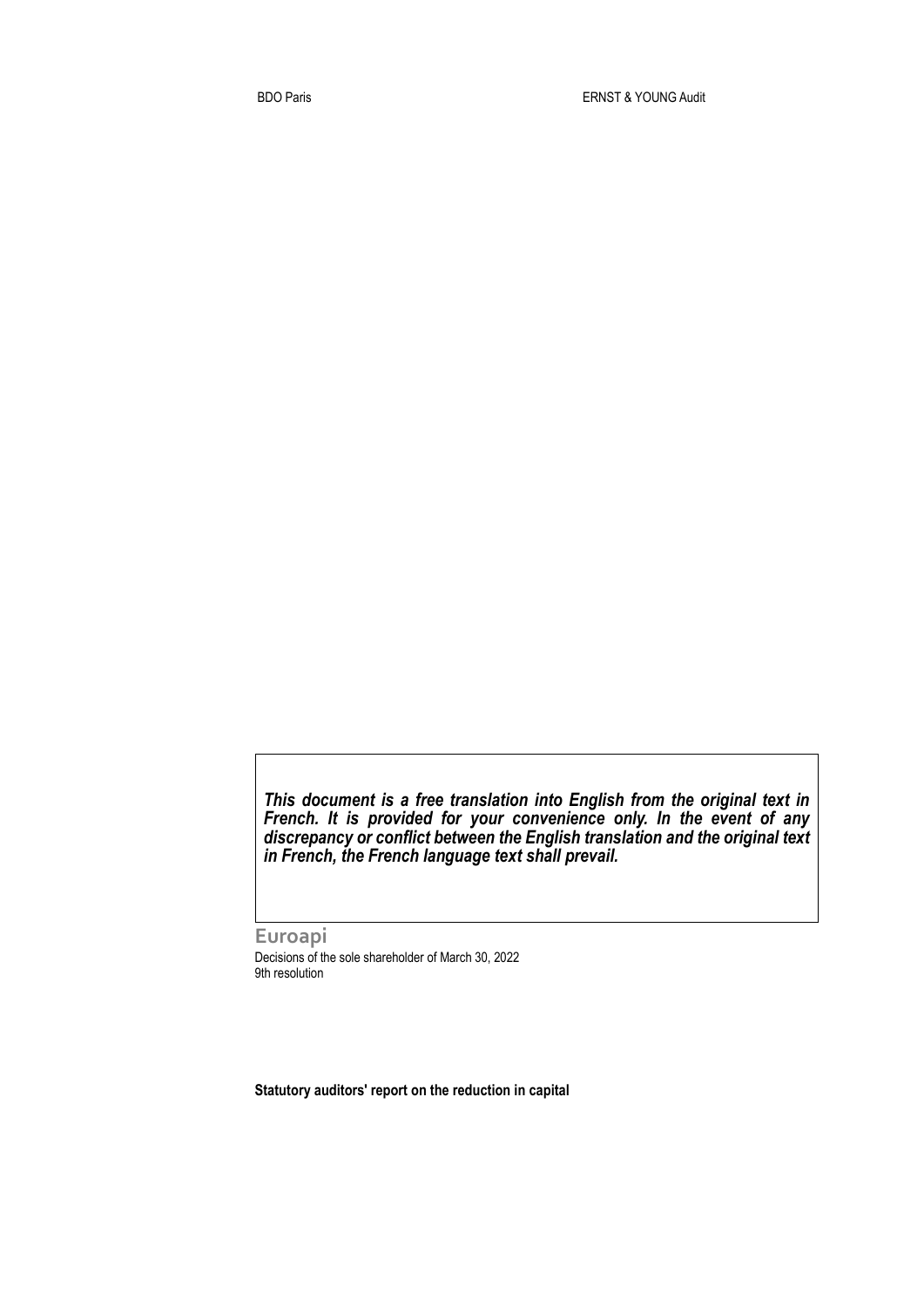BDO Paris ERNST & YOUNG Audit

***This document is a free translation into English from the original text in French. It is provided for your convenience only. In the event of any discrepancy or conflict between the English translation and the original text in French, the French language text shall prevail.***

**Euroapi**

Decisions of the sole shareholder of March 30, 2022
9th resolution

**Statutory auditors' report on the reduction in capital**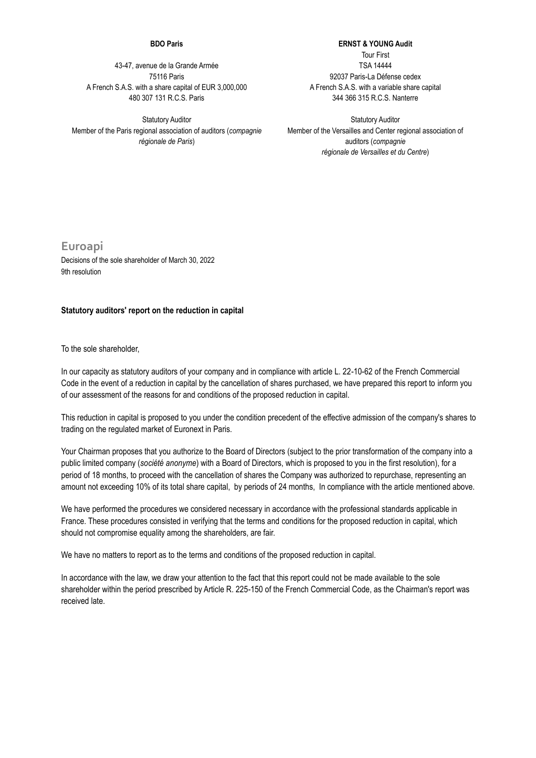**BDO Paris**

43-47, avenue de la Grande Armée
75116 Paris
A French S.A.S. with a share capital of EUR 3,000,000
480 307 131 R.C.S. Paris

Statutory Auditor
Member of the Paris regional association of auditors (*compagnie régionale de Paris*)

**ERNST & YOUNG Audit**

Tour First
TSA 14444
92037 Paris-La Défense cedex
A French S.A.S. with a variable share capital
344 366 315 R.C.S. Nanterre

Statutory Auditor
Member of the Versailles and Center regional association of auditors (*compagnie régionale de Versailles et du Centre*)

## Euroapi

Decisions of the sole shareholder of March 30, 2022
9th resolution

**Statutory auditors' report on the reduction in capital**

To the sole shareholder,

In our capacity as statutory auditors of your company and in compliance with article L. 22-10-62 of the French Commercial Code in the event of a reduction in capital by the cancellation of shares purchased, we have prepared this report to inform you of our assessment of the reasons for and conditions of the proposed reduction in capital.

This reduction in capital is proposed to you under the condition precedent of the effective admission of the company's shares to trading on the regulated market of Euronext in Paris.

Your Chairman proposes that you authorize to the Board of Directors (subject to the prior transformation of the company into a public limited company (*société anonyme*) with a Board of Directors, which is proposed to you in the first resolution), for a period of 18 months, to proceed with the cancellation of shares the Company was authorized to repurchase, representing an amount not exceeding 10% of its total share capital, by periods of 24 months, In compliance with the article mentioned above.

We have performed the procedures we considered necessary in accordance with the professional standards applicable in France. These procedures consisted in verifying that the terms and conditions for the proposed reduction in capital, which should not compromise equality among the shareholders, are fair.

We have no matters to report as to the terms and conditions of the proposed reduction in capital.

In accordance with the law, we draw your attention to the fact that this report could not be made available to the sole shareholder within the period prescribed by Article R. 225-150 of the French Commercial Code, as the Chairman's report was received late.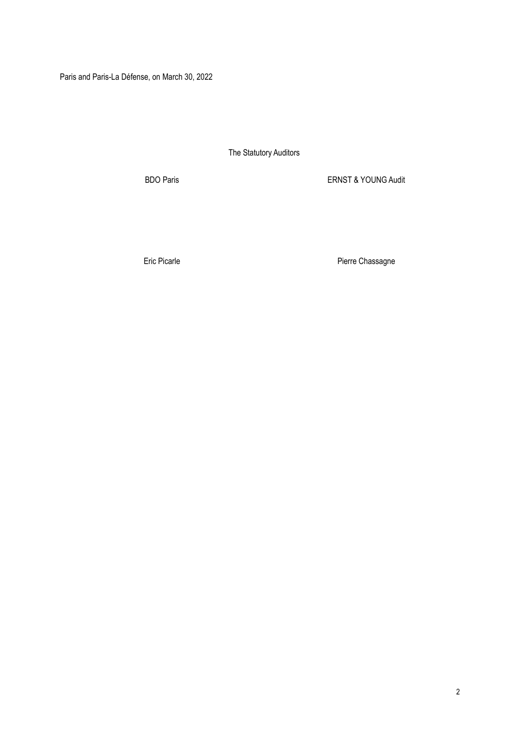Paris and Paris-La Défense, on March 30, 2022

The Statutory Auditors

| | |
|---|---|
| BDO Paris | ERNST & YOUNG Audit |
| Eric Picarle | Pierre Chassagne |